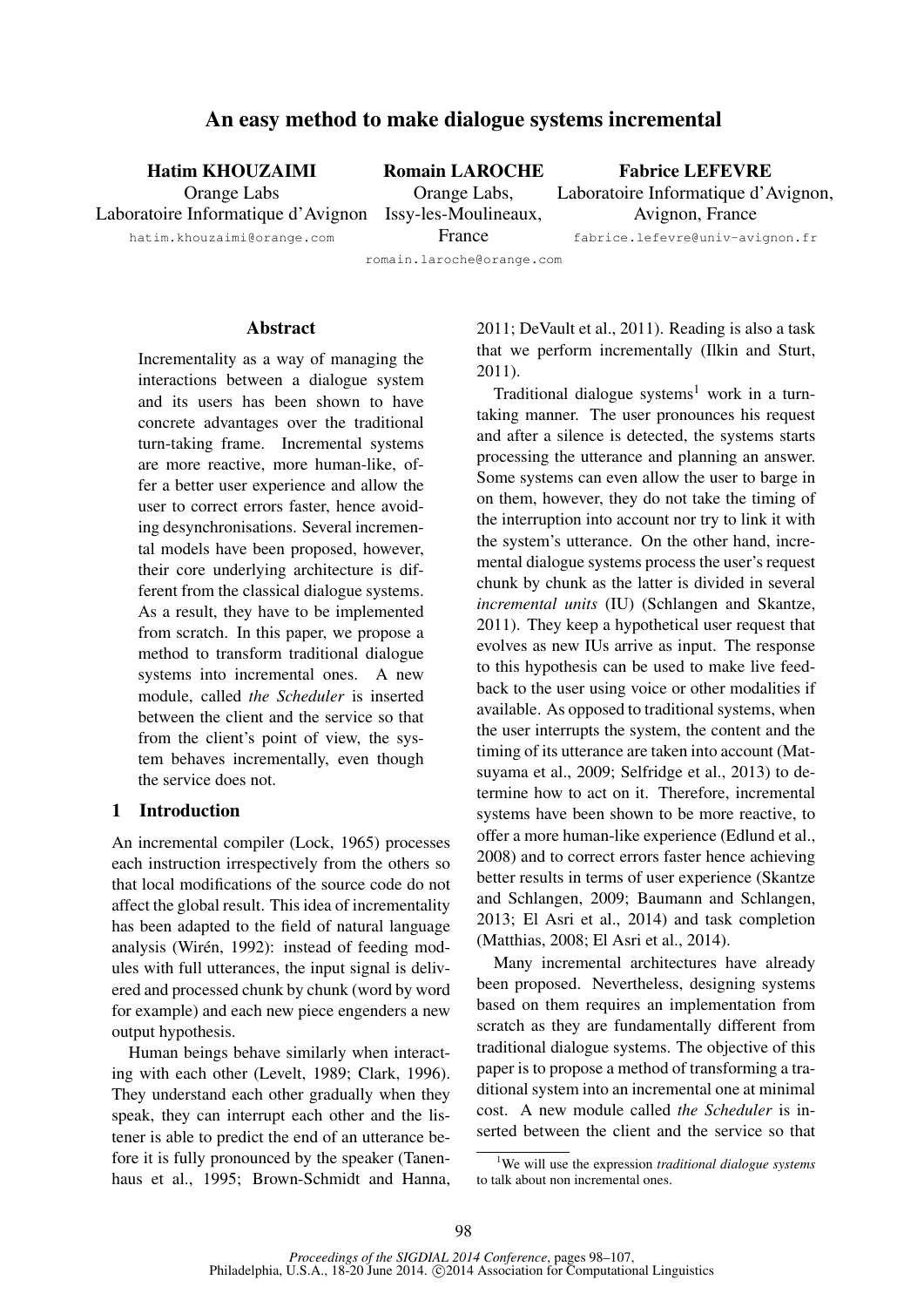# An easy method to make dialogue systems incremental

**Hatim KHOUZAIMI**
Orange Labs
Laboratoire Informatique d'Avignon
hatim.khouzaimi@orange.com

**Romain LAROCHE**
Orange Labs,
Issy-les-Moulineaux,
France
romain.laroche@orange.com

**Fabrice LEFEVRE**
Laboratoire Informatique d'Avignon,
Avignon, France
fabrice.lefevre@univ-avignon.fr

## Abstract

Incrementality as a way of managing the interactions between a dialogue system and its users has been shown to have concrete advantages over the traditional turn-taking frame. Incremental systems are more reactive, more human-like, offer a better user experience and allow the user to correct errors faster, hence avoiding desynchronisations. Several incremental models have been proposed, however, their core underlying architecture is different from the classical dialogue systems. As a result, they have to be implemented from scratch. In this paper, we propose a method to transform traditional dialogue systems into incremental ones. A new module, called *the Scheduler* is inserted between the client and the service so that from the client's point of view, the system behaves incrementally, even though the service does not.

## 1 Introduction

An incremental compiler (Lock, 1965) processes each instruction irrespectively from the others so that local modifications of the source code do not affect the global result. This idea of incrementality has been adapted to the field of natural language analysis (Wirén, 1992): instead of feeding modules with full utterances, the input signal is delivered and processed chunk by chunk (word by word for example) and each new piece engenders a new output hypothesis.

Human beings behave similarly when interacting with each other (Levelt, 1989; Clark, 1996). They understand each other gradually when they speak, they can interrupt each other and the listener is able to predict the end of an utterance before it is fully pronounced by the speaker (Tanenhaus et al., 1995; Brown-Schmidt and Hanna, 2011; DeVault et al., 2011). Reading is also a task that we perform incrementally (Ilkin and Sturt, 2011).

Traditional dialogue systems[1] work in a turn-taking manner. The user pronounces his request and after a silence is detected, the systems starts processing the utterance and planning an answer. Some systems can even allow the user to barge in on them, however, they do not take the timing of the interruption into account nor try to link it with the system's utterance. On the other hand, incremental dialogue systems process the user's request chunk by chunk as the latter is divided in several *incremental units* (IU) (Schlangen and Skantze, 2011). They keep a hypothetical user request that evolves as new IUs arrive as input. The response to this hypothesis can be used to make live feedback to the user using voice or other modalities if available. As opposed to traditional systems, when the user interrupts the system, the content and the timing of its utterance are taken into account (Matsuyama et al., 2009; Selfridge et al., 2013) to determine how to act on it. Therefore, incremental systems have been shown to be more reactive, to offer a more human-like experience (Edlund et al., 2008) and to correct errors faster hence achieving better results in terms of user experience (Skantze and Schlangen, 2009; Baumann and Schlangen, 2013; El Asri et al., 2014) and task completion (Matthias, 2008; El Asri et al., 2014).

Many incremental architectures have already been proposed. Nevertheless, designing systems based on them requires an implementation from scratch as they are fundamentally different from traditional dialogue systems. The objective of this paper is to propose a method of transforming a traditional system into an incremental one at minimal cost. A new module called *the Scheduler* is inserted between the client and the service so that

[1] We will use the expression *traditional dialogue systems* to talk about non incremental ones.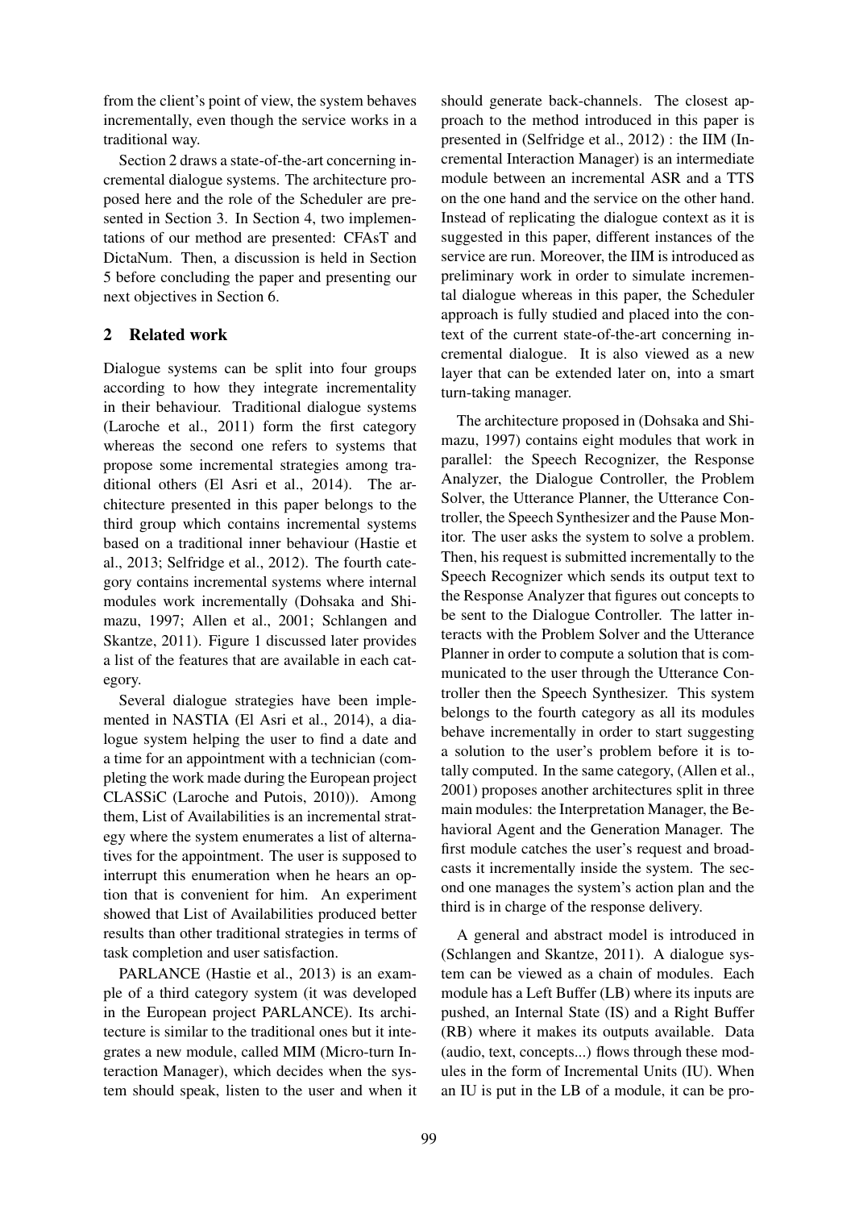from the client's point of view, the system behaves incrementally, even though the service works in a traditional way.

Section 2 draws a state-of-the-art concerning incremental dialogue systems. The architecture proposed here and the role of the Scheduler are presented in Section 3. In Section 4, two implementations of our method are presented: CFAsT and DictaNum. Then, a discussion is held in Section 5 before concluding the paper and presenting our next objectives in Section 6.

## 2 Related work

Dialogue systems can be split into four groups according to how they integrate incrementality in their behaviour. Traditional dialogue systems (Laroche et al., 2011) form the first category whereas the second one refers to systems that propose some incremental strategies among traditional others (El Asri et al., 2014). The architecture presented in this paper belongs to the third group which contains incremental systems based on a traditional inner behaviour (Hastie et al., 2013; Selfridge et al., 2012). The fourth category contains incremental systems where internal modules work incrementally (Dohsaka and Shimazu, 1997; Allen et al., 2001; Schlangen and Skantze, 2011). Figure 1 discussed later provides a list of the features that are available in each category.

Several dialogue strategies have been implemented in NASTIA (El Asri et al., 2014), a dialogue system helping the user to find a date and a time for an appointment with a technician (completing the work made during the European project CLASSiC (Laroche and Putois, 2010)). Among them, List of Availabilities is an incremental strategy where the system enumerates a list of alternatives for the appointment. The user is supposed to interrupt this enumeration when he hears an option that is convenient for him. An experiment showed that List of Availabilities produced better results than other traditional strategies in terms of task completion and user satisfaction.

PARLANCE (Hastie et al., 2013) is an example of a third category system (it was developed in the European project PARLANCE). Its architecture is similar to the traditional ones but it integrates a new module, called MIM (Micro-turn Interaction Manager), which decides when the system should speak, listen to the user and when it should generate back-channels. The closest approach to the method introduced in this paper is presented in (Selfridge et al., 2012) : the IIM (Incremental Interaction Manager) is an intermediate module between an incremental ASR and a TTS on the one hand and the service on the other hand. Instead of replicating the dialogue context as it is suggested in this paper, different instances of the service are run. Moreover, the IIM is introduced as preliminary work in order to simulate incremental dialogue whereas in this paper, the Scheduler approach is fully studied and placed into the context of the current state-of-the-art concerning incremental dialogue. It is also viewed as a new layer that can be extended later on, into a smart turn-taking manager.

The architecture proposed in (Dohsaka and Shimazu, 1997) contains eight modules that work in parallel: the Speech Recognizer, the Response Analyzer, the Dialogue Controller, the Problem Solver, the Utterance Planner, the Utterance Controller, the Speech Synthesizer and the Pause Monitor. The user asks the system to solve a problem. Then, his request is submitted incrementally to the Speech Recognizer which sends its output text to the Response Analyzer that figures out concepts to be sent to the Dialogue Controller. The latter interacts with the Problem Solver and the Utterance Planner in order to compute a solution that is communicated to the user through the Utterance Controller then the Speech Synthesizer. This system belongs to the fourth category as all its modules behave incrementally in order to start suggesting a solution to the user's problem before it is totally computed. In the same category, (Allen et al., 2001) proposes another architectures split in three main modules: the Interpretation Manager, the Behavioral Agent and the Generation Manager. The first module catches the user's request and broadcasts it incrementally inside the system. The second one manages the system's action plan and the third is in charge of the response delivery.

A general and abstract model is introduced in (Schlangen and Skantze, 2011). A dialogue system can be viewed as a chain of modules. Each module has a Left Buffer (LB) where its inputs are pushed, an Internal State (IS) and a Right Buffer (RB) where it makes its outputs available. Data (audio, text, concepts...) flows through these modules in the form of Incremental Units (IU). When an IU is put in the LB of a module, it can be pro-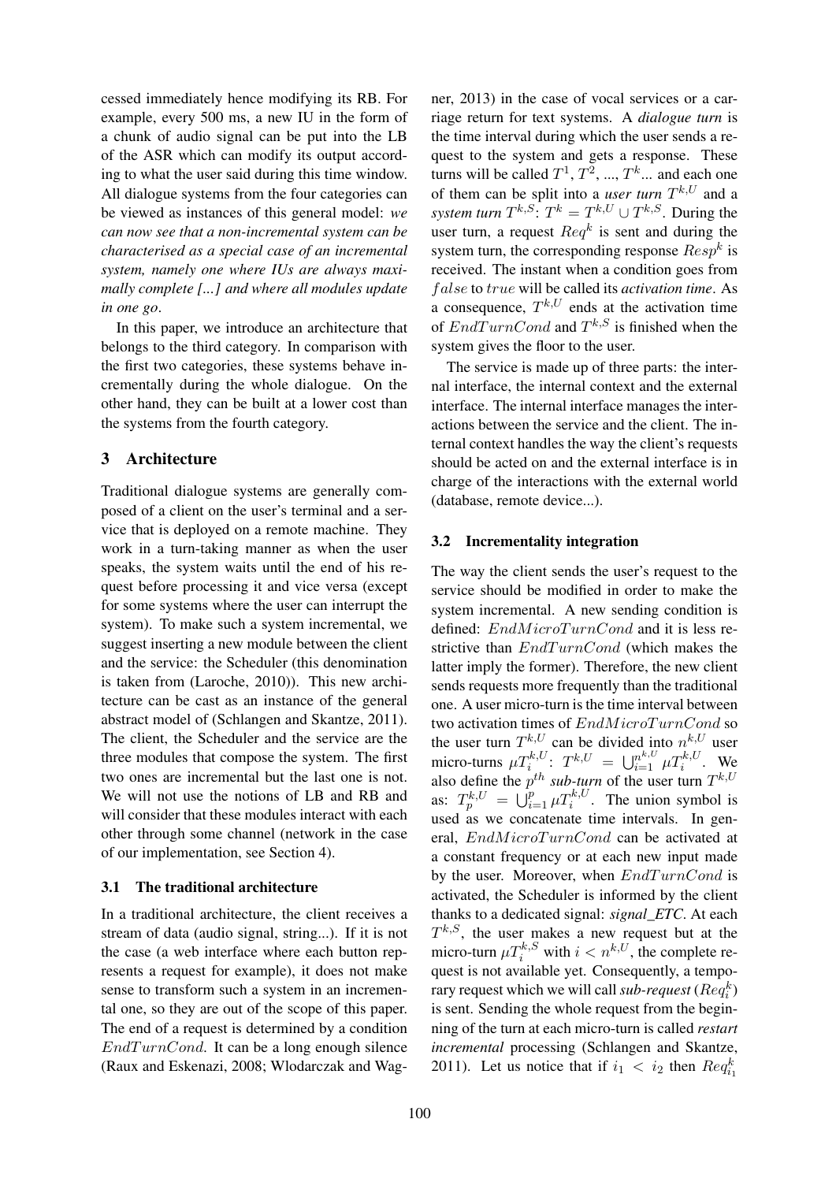cessed immediately hence modifying its RB. For example, every 500 ms, a new IU in the form of a chunk of audio signal can be put into the LB of the ASR which can modify its output according to what the user said during this time window. All dialogue systems from the four categories can be viewed as instances of this general model: *we can now see that a non-incremental system can be characterised as a special case of an incremental system, namely one where IUs are always maximally complete [...] and where all modules update in one go*.

In this paper, we introduce an architecture that belongs to the third category. In comparison with the first two categories, these systems behave incrementally during the whole dialogue. On the other hand, they can be built at a lower cost than the systems from the fourth category.

## 3 Architecture

Traditional dialogue systems are generally composed of a client on the user's terminal and a service that is deployed on a remote machine. They work in a turn-taking manner as when the user speaks, the system waits until the end of his request before processing it and vice versa (except for some systems where the user can interrupt the system). To make such a system incremental, we suggest inserting a new module between the client and the service: the Scheduler (this denomination is taken from (Laroche, 2010)). This new architecture can be cast as an instance of the general abstract model of (Schlangen and Skantze, 2011). The client, the Scheduler and the service are the three modules that compose the system. The first two ones are incremental but the last one is not. We will not use the notions of LB and RB and will consider that these modules interact with each other through some channel (network in the case of our implementation, see Section 4).

### 3.1 The traditional architecture

In a traditional architecture, the client receives a stream of data (audio signal, string...). If it is not the case (a web interface where each button represents a request for example), it does not make sense to transform such a system in an incremental one, so they are out of the scope of this paper. The end of a request is determined by a condition $EndTurnCond$. It can be a long enough silence (Raux and Eskenazi, 2008; Wlodarczak and Wagner, 2013) in the case of vocal services or a carriage return for text systems. A *dialogue turn* is the time interval during which the user sends a request to the system and gets a response. These turns will be called $T^1$, $T^2$, ..., $T^k$... and each one of them can be split into a *user turn* $T^{k,U}$ and a *system turn* $T^{k,S}$: $T^k = T^{k,U} \cup T^{k,S}$. During the user turn, a request $Req^k$ is sent and during the system turn, the corresponding response $Resp^k$ is received. The instant when a condition goes from $false$ to $true$ will be called its *activation time*. As a consequence, $T^{k,U}$ ends at the activation time of $EndTurnCond$ and $T^{k,S}$ is finished when the system gives the floor to the user.

The service is made up of three parts: the internal interface, the internal context and the external interface. The internal interface manages the interactions between the service and the client. The internal context handles the way the client's requests should be acted on and the external interface is in charge of the interactions with the external world (database, remote device...).

### 3.2 Incrementality integration

The way the client sends the user's request to the service should be modified in order to make the system incremental. A new sending condition is defined: $EndMicroTurnCond$ and it is less restrictive than $EndTurnCond$ (which makes the latter imply the former). Therefore, the new client sends requests more frequently than the traditional one. A user micro-turn is the time interval between two activation times of $EndMicroTurnCond$ so the user turn $T^{k,U}$ can be divided into $n^{k,U}$ user micro-turns $\mu T_i^{k,U}$: $T^{k,U} = \bigcup_{i=1}^{n^{k,U}} \mu T_i^{k,U}$. We also define the $p^{th}$ *sub-turn* of the user turn $T^{k,U}$ as: $T_p^{k,U} = \bigcup_{i=1}^{p} \mu T_i^{k,U}$. The union symbol is used as we concatenate time intervals. In general, $EndMicroTurnCond$ can be activated at a constant frequency or at each new input made by the user. Moreover, when $EndTurnCond$ is activated, the Scheduler is informed by the client thanks to a dedicated signal: *signal_ETC*. At each $T^{k,S}$, the user makes a new request but at the micro-turn $\mu T_i^{k,S}$ with $i < n^{k,U}$, the complete request is not available yet. Consequently, a temporary request which we will call *sub-request* ($Req_i^k$) is sent. Sending the whole request from the beginning of the turn at each micro-turn is called *restart incremental* processing (Schlangen and Skantze, 2011). Let us notice that if $i_1 < i_2$ then $Req_{i_1}^k$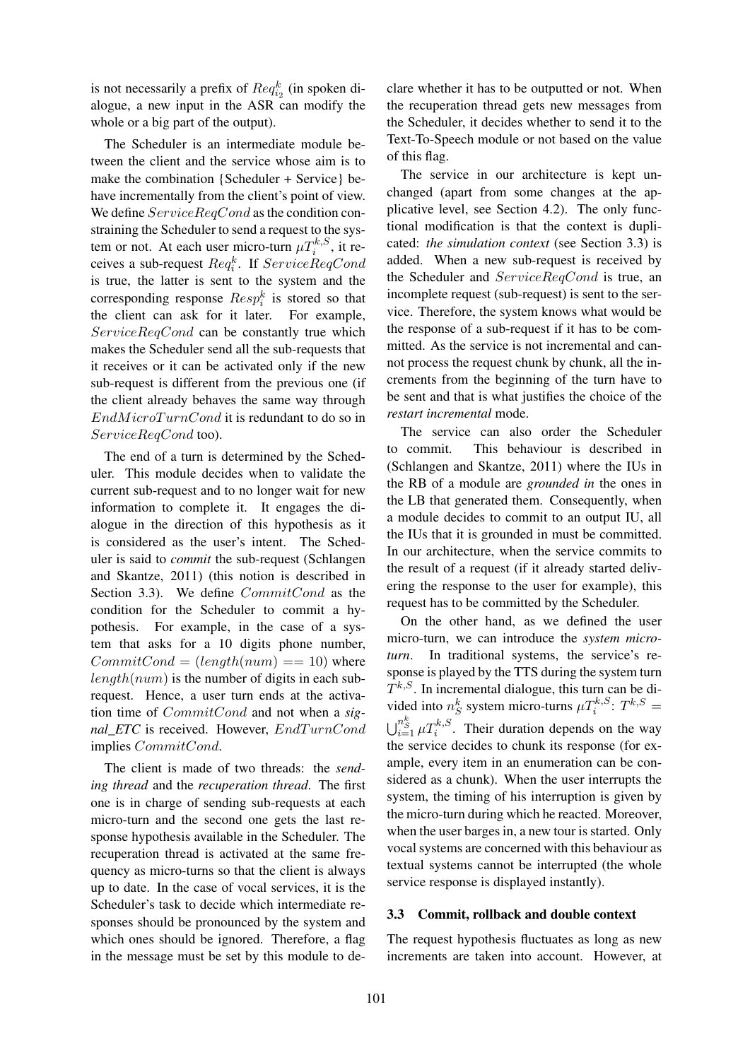is not necessarily a prefix of $Req^k_{i_2}$ (in spoken dialogue, a new input in the ASR can modify the whole or a big part of the output).

The Scheduler is an intermediate module between the client and the service whose aim is to make the combination {Scheduler + Service} behave incrementally from the client's point of view. We define $ServiceReqCond$ as the condition constraining the Scheduler to send a request to the system or not. At each user micro-turn $\mu T_i^{k,S}$, it receives a sub-request $Req_i^k$. If $ServiceReqCond$ is true, the latter is sent to the system and the corresponding response $Resp_i^k$ is stored so that the client can ask for it later. For example, $ServiceReqCond$ can be constantly true which makes the Scheduler send all the sub-requests that it receives or it can be activated only if the new sub-request is different from the previous one (if the client already behaves the same way through $EndMicroTurnCond$ it is redundant to do so in $ServiceReqCond$ too).

The end of a turn is determined by the Scheduler. This module decides when to validate the current sub-request and to no longer wait for new information to complete it. It engages the dialogue in the direction of this hypothesis as it is considered as the user's intent. The Scheduler is said to *commit* the sub-request (Schlangen and Skantze, 2011) (this notion is described in Section 3.3). We define $CommitCond$ as the condition for the Scheduler to commit a hypothesis. For example, in the case of a system that asks for a 10 digits phone number, $CommitCond = (length(num) == 10)$ where $length(num)$ is the number of digits in each sub-request. Hence, a user turn ends at the activation time of $CommitCond$ and not when a *signal_ETC* is received. However, $EndTurnCond$ implies $CommitCond$.

The client is made of two threads: the *sending thread* and the *recuperation thread*. The first one is in charge of sending sub-requests at each micro-turn and the second one gets the last response hypothesis available in the Scheduler. The recuperation thread is activated at the same frequency as micro-turns so that the client is always up to date. In the case of vocal services, it is the Scheduler's task to decide which intermediate responses should be pronounced by the system and which ones should be ignored. Therefore, a flag in the message must be set by this module to declare whether it has to be outputted or not. When the recuperation thread gets new messages from the Scheduler, it decides whether to send it to the Text-To-Speech module or not based on the value of this flag.

The service in our architecture is kept unchanged (apart from some changes at the applicative level, see Section 4.2). The only functional modification is that the context is duplicated: *the simulation context* (see Section 3.3) is added. When a new sub-request is received by the Scheduler and $ServiceReqCond$ is true, an incomplete request (sub-request) is sent to the service. Therefore, the system knows what would be the response of a sub-request if it has to be committed. As the service is not incremental and cannot process the request chunk by chunk, all the increments from the beginning of the turn have to be sent and that is what justifies the choice of the *restart incremental* mode.

The service can also order the Scheduler to commit. This behaviour is described in (Schlangen and Skantze, 2011) where the IUs in the RB of a module are *grounded in* the ones in the LB that generated them. Consequently, when a module decides to commit to an output IU, all the IUs that it is grounded in must be committed. In our architecture, when the service commits to the result of a request (if it already started delivering the response to the user for example), this request has to be committed by the Scheduler.

On the other hand, as we defined the user micro-turn, we can introduce the *system micro-turn*. In traditional systems, the service's response is played by the TTS during the system turn $T^{k,S}$. In incremental dialogue, this turn can be divided into $n_S^k$ system micro-turns $\mu T_i^{k,S}$: $T^{k,S} = \bigcup_{i=1}^{n_S^k} \mu T_i^{k,S}$. Their duration depends on the way the service decides to chunk its response (for example, every item in an enumeration can be considered as a chunk). When the user interrupts the system, the timing of his interruption is given by the micro-turn during which he reacted. Moreover, when the user barges in, a new tour is started. Only vocal systems are concerned with this behaviour as textual systems cannot be interrupted (the whole service response is displayed instantly).

### 3.3 Commit, rollback and double context

The request hypothesis fluctuates as long as new increments are taken into account. However, at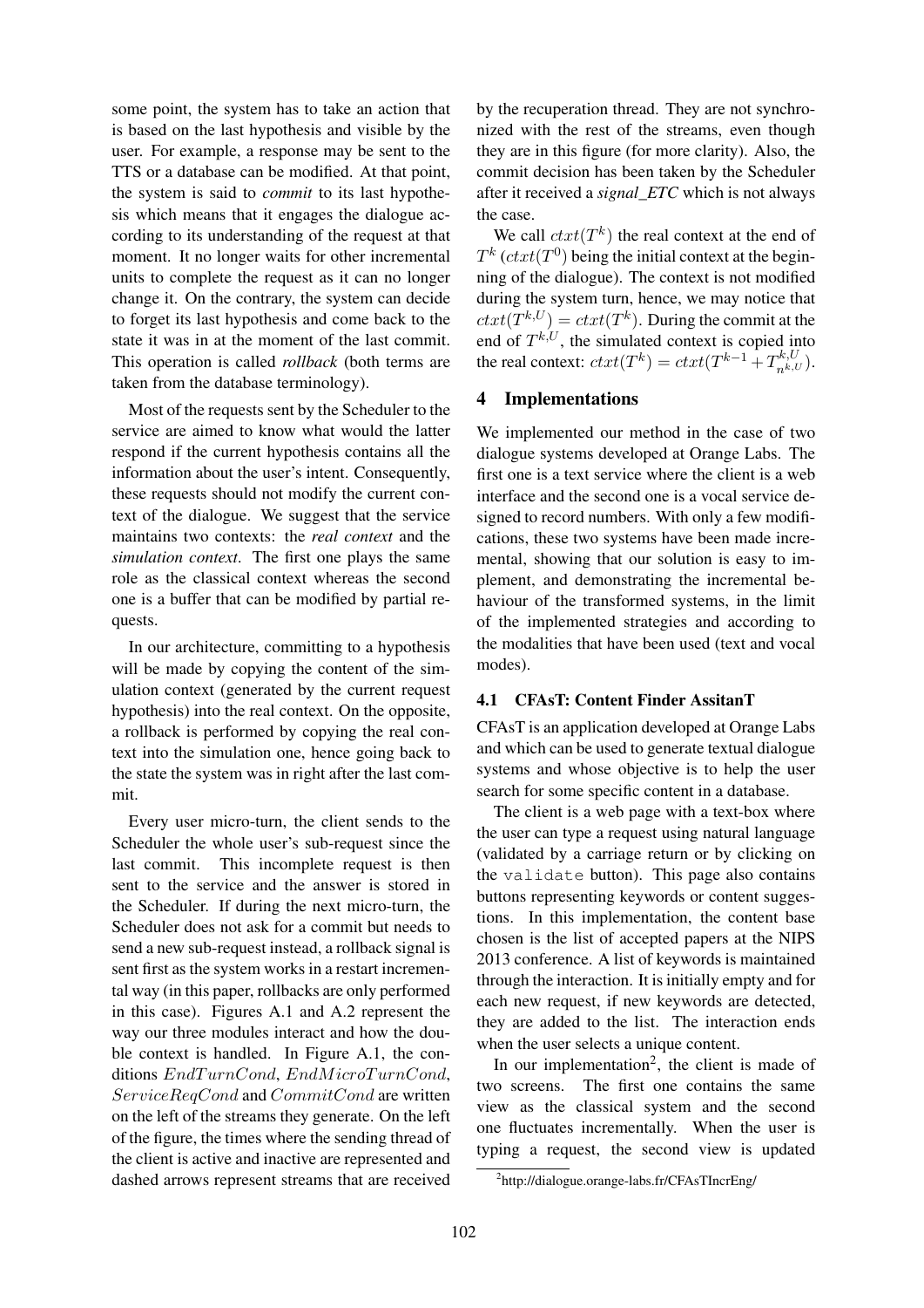some point, the system has to take an action that is based on the last hypothesis and visible by the user. For example, a response may be sent to the TTS or a database can be modified. At that point, the system is said to *commit* to its last hypothesis which means that it engages the dialogue according to its understanding of the request at that moment. It no longer waits for other incremental units to complete the request as it can no longer change it. On the contrary, the system can decide to forget its last hypothesis and come back to the state it was in at the moment of the last commit. This operation is called *rollback* (both terms are taken from the database terminology).

Most of the requests sent by the Scheduler to the service are aimed to know what would the latter respond if the current hypothesis contains all the information about the user's intent. Consequently, these requests should not modify the current context of the dialogue. We suggest that the service maintains two contexts: the *real context* and the *simulation context*. The first one plays the same role as the classical context whereas the second one is a buffer that can be modified by partial requests.

In our architecture, committing to a hypothesis will be made by copying the content of the simulation context (generated by the current request hypothesis) into the real context. On the opposite, a rollback is performed by copying the real context into the simulation one, hence going back to the state the system was in right after the last commit.

Every user micro-turn, the client sends to the Scheduler the whole user's sub-request since the last commit. This incomplete request is then sent to the service and the answer is stored in the Scheduler. If during the next micro-turn, the Scheduler does not ask for a commit but needs to send a new sub-request instead, a rollback signal is sent first as the system works in a restart incremental way (in this paper, rollbacks are only performed in this case). Figures A.1 and A.2 represent the way our three modules interact and how the double context is handled. In Figure A.1, the conditions $EndTurnCond$, $EndMicroTurnCond$, $ServiceReqCond$ and $CommitCond$ are written on the left of the streams they generate. On the left of the figure, the times where the sending thread of the client is active and inactive are represented and dashed arrows represent streams that are received by the recuperation thread. They are not synchronized with the rest of the streams, even though they are in this figure (for more clarity). Also, the commit decision has been taken by the Scheduler after it received a ***signal_ETC*** which is not always the case.

We call $ctxt(T^k)$ the real context at the end of $T^k$ ($ctxt(T^0)$ being the initial context at the beginning of the dialogue). The context is not modified during the system turn, hence, we may notice that $ctxt(T^{k,U}) = ctxt(T^k)$. During the commit at the end of $T^{k,U}$, the simulated context is copied into the real context: $ctxt(T^k) = ctxt(T^{k-1} + T^{k,U}_{n^{k,U}})$.

## 4 Implementations

We implemented our method in the case of two dialogue systems developed at Orange Labs. The first one is a text service where the client is a web interface and the second one is a vocal service designed to record numbers. With only a few modifications, these two systems have been made incremental, showing that our solution is easy to implement, and demonstrating the incremental behaviour of the transformed systems, in the limit of the implemented strategies and according to the modalities that have been used (text and vocal modes).

### 4.1 CFAsT: Content Finder AssitanT

CFAsT is an application developed at Orange Labs and which can be used to generate textual dialogue systems and whose objective is to help the user search for some specific content in a database.

The client is a web page with a text-box where the user can type a request using natural language (validated by a carriage return or by clicking on the `validate` button). This page also contains buttons representing keywords or content suggestions. In this implementation, the content base chosen is the list of accepted papers at the NIPS 2013 conference. A list of keywords is maintained through the interaction. It is initially empty and for each new request, if new keywords are detected, they are added to the list. The interaction ends when the user selects a unique content.

In our implementation[2], the client is made of two screens. The first one contains the same view as the classical system and the second one fluctuates incrementally. When the user is typing a request, the second view is updated

[2] http://dialogue.orange-labs.fr/CFAsTIncrEng/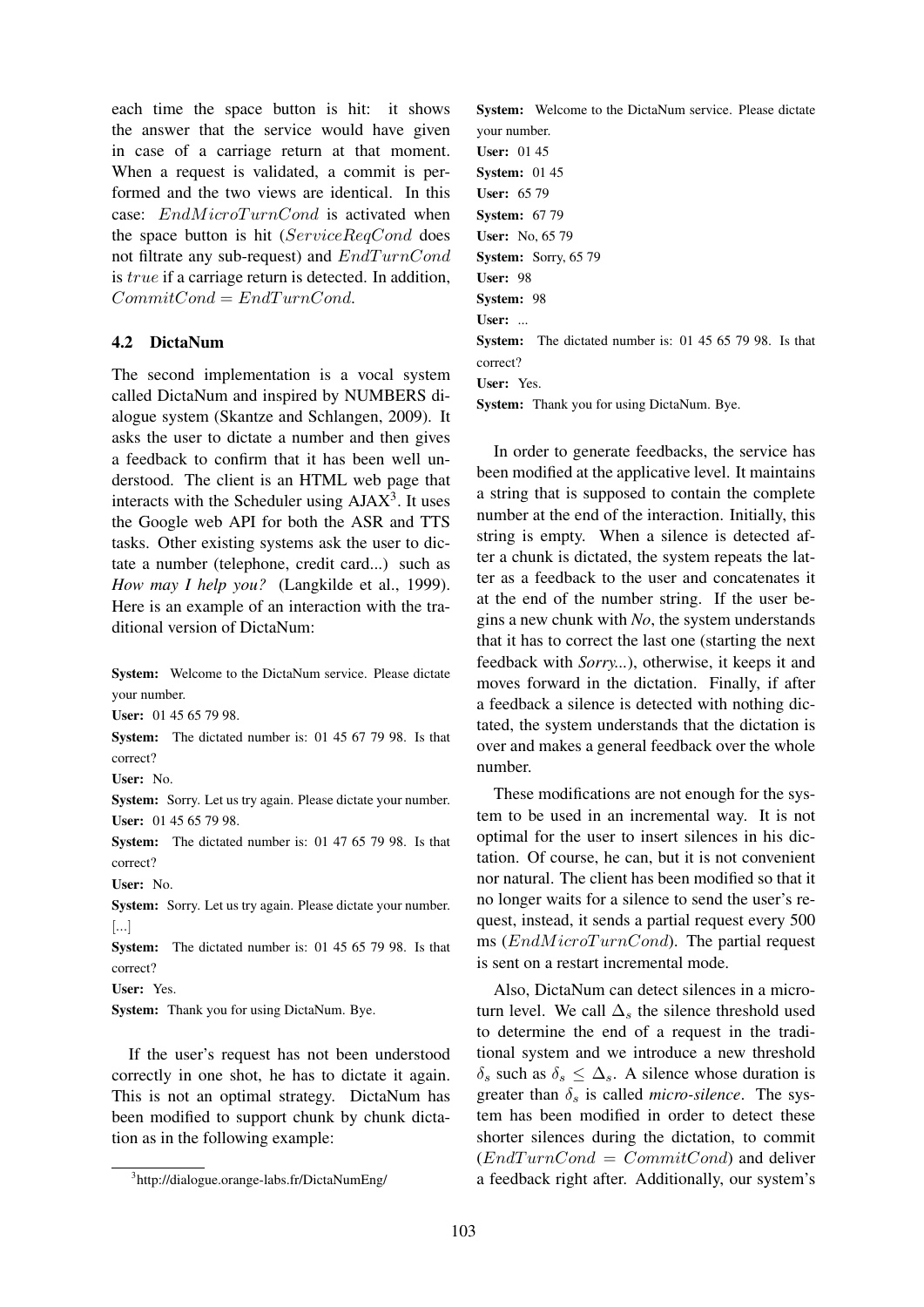each time the space button is hit: it shows the answer that the service would have given in case of a carriage return at that moment. When a request is validated, a commit is performed and the two views are identical. In this case: $EndMicroTurnCond$ is activated when the space button is hit ($ServiceReqCond$ does not filtrate any sub-request) and $EndTurnCond$ is $true$ if a carriage return is detected. In addition, $CommitCond = EndTurnCond$.

### 4.2 DictaNum

The second implementation is a vocal system called DictaNum and inspired by NUMBERS dialogue system (Skantze and Schlangen, 2009). It asks the user to dictate a number and then gives a feedback to confirm that it has been well understood. The client is an HTML web page that interacts with the Scheduler using AJAX[3]. It uses the Google web API for both the ASR and TTS tasks. Other existing systems ask the user to dictate a number (telephone, credit card...) such as *How may I help you?* (Langkilde et al., 1999). Here is an example of an interaction with the traditional version of DictaNum:

**System:** Welcome to the DictaNum service. Please dictate your number.
**User:** 01 45 65 79 98.
**System:** The dictated number is: 01 45 67 79 98. Is that correct?
**User:** No.
**System:** Sorry. Let us try again. Please dictate your number.
**User:** 01 45 65 79 98.
**System:** The dictated number is: 01 47 65 79 98. Is that correct?
**User:** No.
**System:** Sorry. Let us try again. Please dictate your number.
[...]
**System:** The dictated number is: 01 45 65 79 98. Is that correct?
**User:** Yes.
**System:** Thank you for using DictaNum. Bye.

If the user's request has not been understood correctly in one shot, he has to dictate it again. This is not an optimal strategy. DictaNum has been modified to support chunk by chunk dictation as in the following example:

**System:** Welcome to the DictaNum service. Please dictate your number.
**User:** 01 45
**System:** 01 45
**User:** 65 79
**System:** 67 79
**User:** No, 65 79
**System:** Sorry, 65 79
**User:** 98
**System:** 98
**User:** ...
**System:** The dictated number is: 01 45 65 79 98. Is that correct?
**User:** Yes.
**System:** Thank you for using DictaNum. Bye.

In order to generate feedbacks, the service has been modified at the applicative level. It maintains a string that is supposed to contain the complete number at the end of the interaction. Initially, this string is empty. When a silence is detected after a chunk is dictated, the system repeats the latter as a feedback to the user and concatenates it at the end of the number string. If the user begins a new chunk with *No*, the system understands that it has to correct the last one (starting the next feedback with *Sorry...*), otherwise, it keeps it and moves forward in the dictation. Finally, if after a feedback a silence is detected with nothing dictated, the system understands that the dictation is over and makes a general feedback over the whole number.

These modifications are not enough for the system to be used in an incremental way. It is not optimal for the user to insert silences in his dictation. Of course, he can, but it is not convenient nor natural. The client has been modified so that it no longer waits for a silence to send the user's request, instead, it sends a partial request every 500 ms ($EndMicroTurnCond$). The partial request is sent on a restart incremental mode.

Also, DictaNum can detect silences in a micro-turn level. We call $\Delta_s$ the silence threshold used to determine the end of a request in the traditional system and we introduce a new threshold $\delta_s$ such as $\delta_s \leq \Delta_s$. A silence whose duration is greater than $\delta_s$ is called *micro-silence*. The system has been modified in order to detect these shorter silences during the dictation, to commit ($EndTurnCond = CommitCond$) and deliver a feedback right after. Additionally, our system's

[3] http://dialogue.orange-labs.fr/DictaNumEng/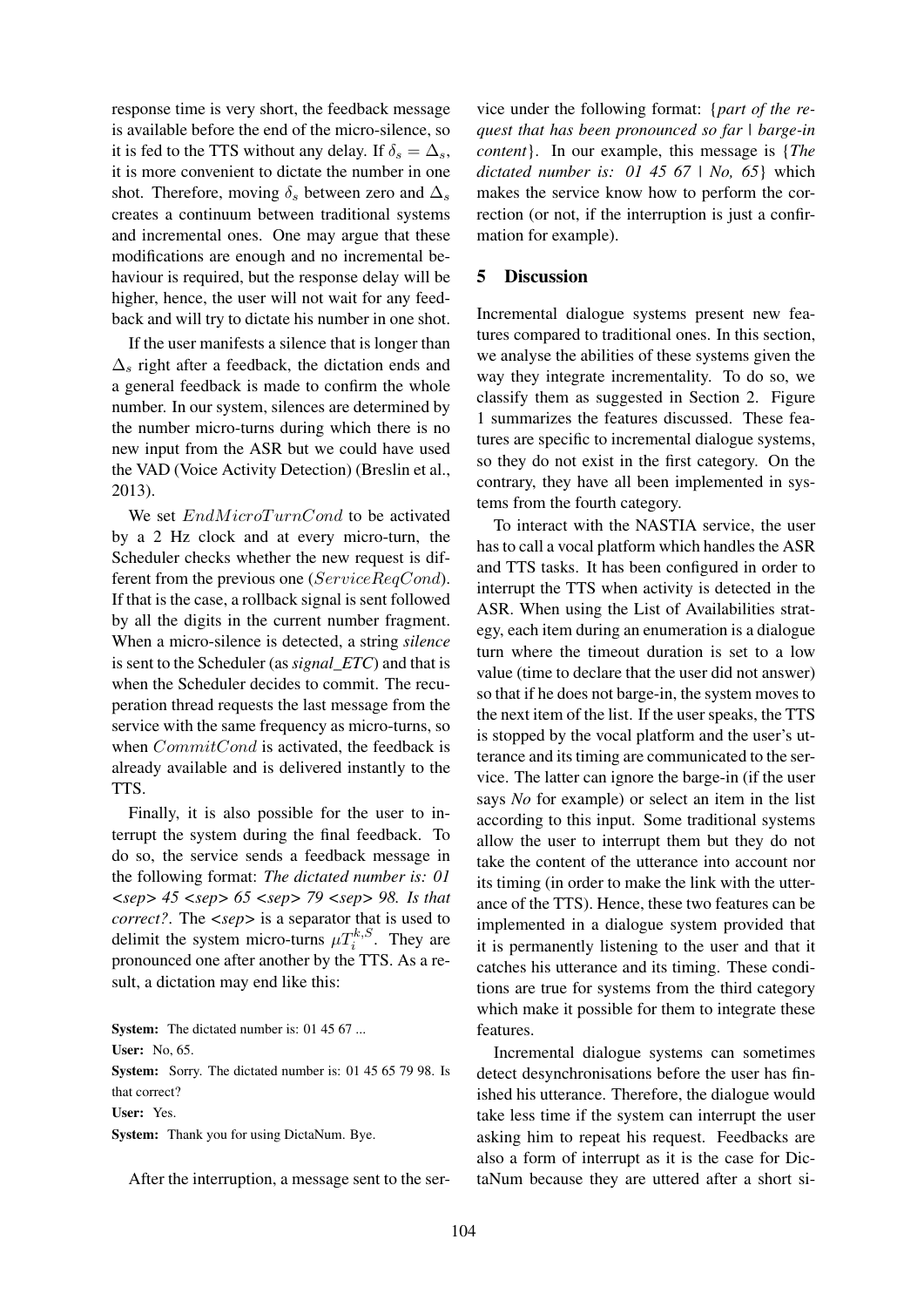response time is very short, the feedback message is available before the end of the micro-silence, so it is fed to the TTS without any delay. If $\delta_s = \Delta_s$, it is more convenient to dictate the number in one shot. Therefore, moving $\delta_s$ between zero and $\Delta_s$ creates a continuum between traditional systems and incremental ones. One may argue that these modifications are enough and no incremental behaviour is required, but the response delay will be higher, hence, the user will not wait for any feedback and will try to dictate his number in one shot.

If the user manifests a silence that is longer than $\Delta_s$ right after a feedback, the dictation ends and a general feedback is made to confirm the whole number. In our system, silences are determined by the number micro-turns during which there is no new input from the ASR but we could have used the VAD (Voice Activity Detection) (Breslin et al., 2013).

We set $EndMicroTurnCond$ to be activated by a 2 Hz clock and at every micro-turn, the Scheduler checks whether the new request is different from the previous one ($ServiceReqCond$). If that is the case, a rollback signal is sent followed by all the digits in the current number fragment. When a micro-silence is detected, a string *silence* is sent to the Scheduler (as *signal_ETC*) and that is when the Scheduler decides to commit. The recuperation thread requests the last message from the service with the same frequency as micro-turns, so when $CommitCond$ is activated, the feedback is already available and is delivered instantly to the TTS.

Finally, it is also possible for the user to interrupt the system during the final feedback. To do so, the service sends a feedback message in the following format: *The dictated number is: 01 <sep> 45 <sep> 65 <sep> 79 <sep> 98. Is that correct?*. The *<sep>* is a separator that is used to delimit the system micro-turns $\mu T_i^{k,S}$. They are pronounced one after another by the TTS. As a result, a dictation may end like this:

**System:** The dictated number is: 01 45 67 ...
**User:** No, 65.
**System:** Sorry. The dictated number is: 01 45 65 79 98. Is that correct?
**User:** Yes.
**System:** Thank you for using DictaNum. Bye.

After the interruption, a message sent to the service under the following format: {*part of the request that has been pronounced so far | barge-in content*}. In our example, this message is {*The dictated number is: 01 45 67 | No, 65*} which makes the service know how to perform the correction (or not, if the interruption is just a confirmation for example).

## 5 Discussion

Incremental dialogue systems present new features compared to traditional ones. In this section, we analyse the abilities of these systems given the way they integrate incrementality. To do so, we classify them as suggested in Section 2. Figure 1 summarizes the features discussed. These features are specific to incremental dialogue systems, so they do not exist in the first category. On the contrary, they have all been implemented in systems from the fourth category.

To interact with the NASTIA service, the user has to call a vocal platform which handles the ASR and TTS tasks. It has been configured in order to interrupt the TTS when activity is detected in the ASR. When using the List of Availabilities strategy, each item during an enumeration is a dialogue turn where the timeout duration is set to a low value (time to declare that the user did not answer) so that if he does not barge-in, the system moves to the next item of the list. If the user speaks, the TTS is stopped by the vocal platform and the user's utterance and its timing are communicated to the service. The latter can ignore the barge-in (if the user says *No* for example) or select an item in the list according to this input. Some traditional systems allow the user to interrupt them but they do not take the content of the utterance into account nor its timing (in order to make the link with the utterance of the TTS). Hence, these two features can be implemented in a dialogue system provided that it is permanently listening to the user and that it catches his utterance and its timing. These conditions are true for systems from the third category which make it possible for them to integrate these features.

Incremental dialogue systems can sometimes detect desynchronisations before the user has finished his utterance. Therefore, the dialogue would take less time if the system can interrupt the user asking him to repeat his request. Feedbacks are also a form of interrupt as it is the case for DictaNum because they are uttered after a short si-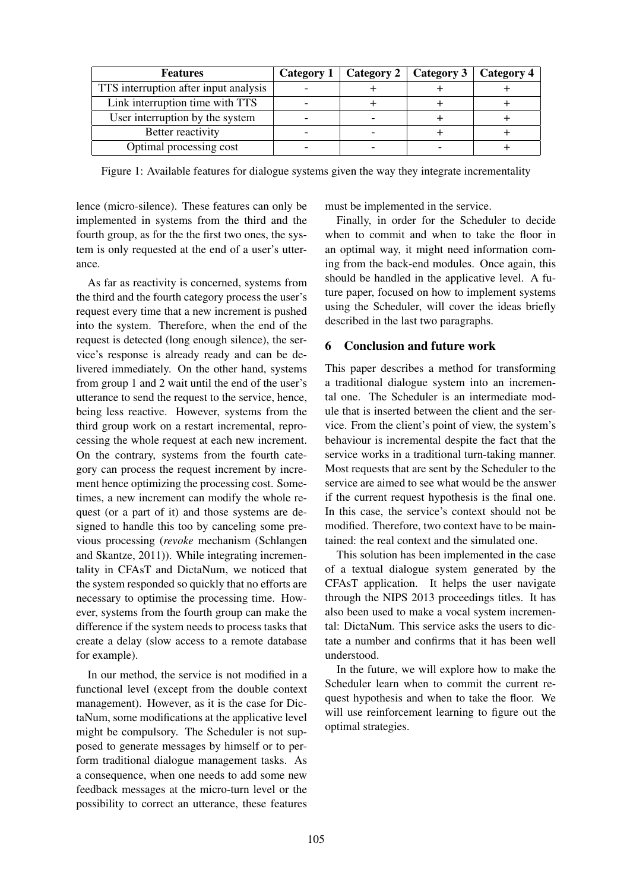| Features | Category 1 | Category 2 | Category 3 | Category 4 |
| --- | --- | --- | --- | --- |
| TTS interruption after input analysis | - | + | + | + |
| Link interruption time with TTS | - | + | + | + |
| User interruption by the system | - | - | + | + |
| Better reactivity | - | - | + | + |
| Optimal processing cost | - | - | - | + |

Figure 1: Available features for dialogue systems given the way they integrate incrementality

lence (micro-silence). These features can only be implemented in systems from the third and the fourth group, as for the the first two ones, the system is only requested at the end of a user's utterance.

As far as reactivity is concerned, systems from the third and the fourth category process the user's request every time that a new increment is pushed into the system. Therefore, when the end of the request is detected (long enough silence), the service's response is already ready and can be delivered immediately. On the other hand, systems from group 1 and 2 wait until the end of the user's utterance to send the request to the service, hence, being less reactive. However, systems from the third group work on a restart incremental, reprocessing the whole request at each new increment. On the contrary, systems from the fourth category can process the request increment by increment hence optimizing the processing cost. Sometimes, a new increment can modify the whole request (or a part of it) and those systems are designed to handle this too by canceling some previous processing (*revoke* mechanism (Schlangen and Skantze, 2011)). While integrating incrementality in CFAsT and DictaNum, we noticed that the system responded so quickly that no efforts are necessary to optimise the processing time. However, systems from the fourth group can make the difference if the system needs to process tasks that create a delay (slow access to a remote database for example).

In our method, the service is not modified in a functional level (except from the double context management). However, as it is the case for DictaNum, some modifications at the applicative level might be compulsory. The Scheduler is not supposed to generate messages by himself or to perform traditional dialogue management tasks. As a consequence, when one needs to add some new feedback messages at the micro-turn level or the possibility to correct an utterance, these features must be implemented in the service.

Finally, in order for the Scheduler to decide when to commit and when to take the floor in an optimal way, it might need information coming from the back-end modules. Once again, this should be handled in the applicative level. A future paper, focused on how to implement systems using the Scheduler, will cover the ideas briefly described in the last two paragraphs.

## 6 Conclusion and future work

This paper describes a method for transforming a traditional dialogue system into an incremental one. The Scheduler is an intermediate module that is inserted between the client and the service. From the client's point of view, the system's behaviour is incremental despite the fact that the service works in a traditional turn-taking manner. Most requests that are sent by the Scheduler to the service are aimed to see what would be the answer if the current request hypothesis is the final one. In this case, the service's context should not be modified. Therefore, two context have to be maintained: the real context and the simulated one.

This solution has been implemented in the case of a textual dialogue system generated by the CFAsT application. It helps the user navigate through the NIPS 2013 proceedings titles. It has also been used to make a vocal system incremental: DictaNum. This service asks the users to dictate a number and confirms that it has been well understood.

In the future, we will explore how to make the Scheduler learn when to commit the current request hypothesis and when to take the floor. We will use reinforcement learning to figure out the optimal strategies.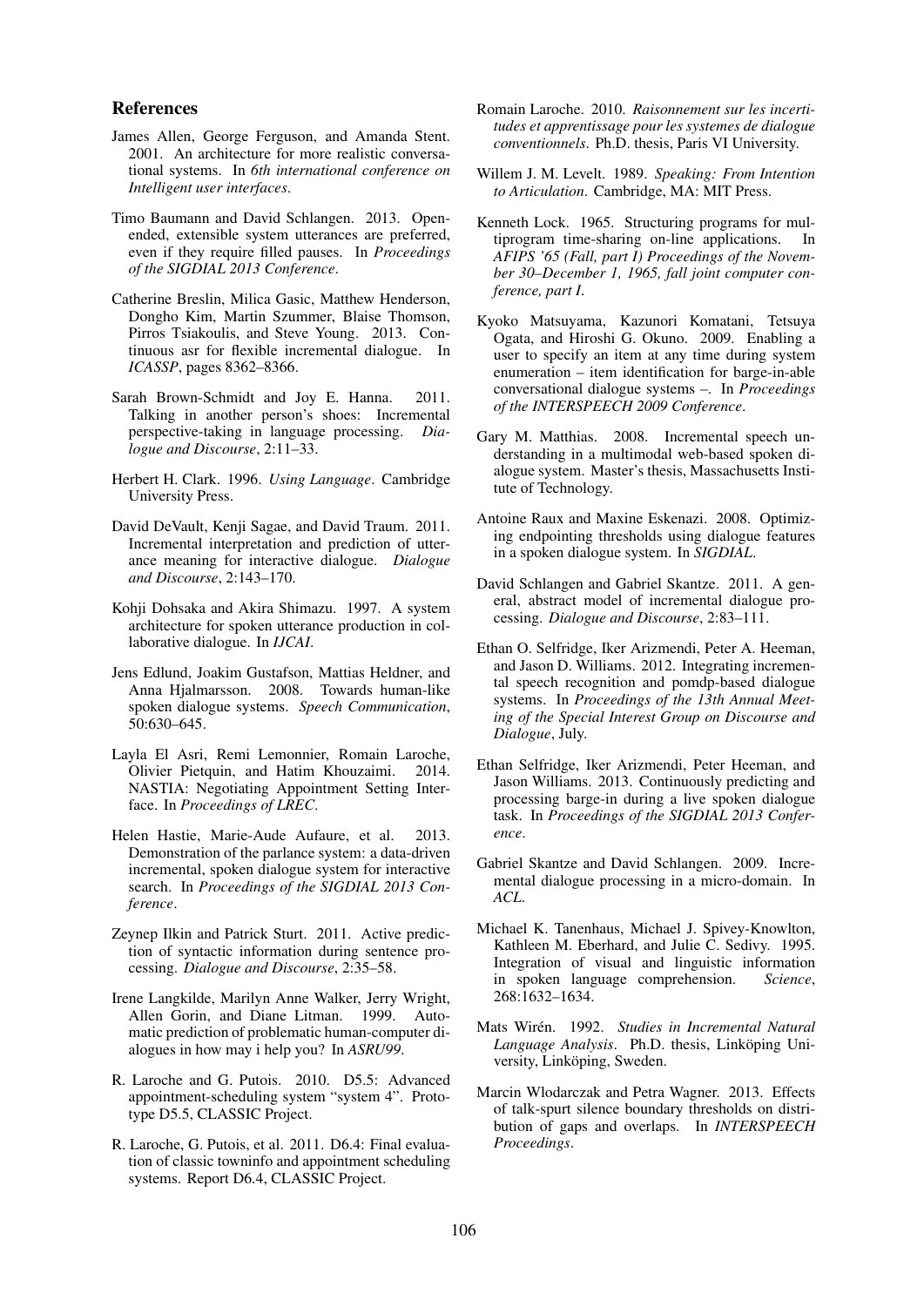## References

James Allen, George Ferguson, and Amanda Stent. 2001. An architecture for more realistic conversational systems. In *6th international conference on Intelligent user interfaces*.

Timo Baumann and David Schlangen. 2013. Open-ended, extensible system utterances are preferred, even if they require filled pauses. In *Proceedings of the SIGDIAL 2013 Conference*.

Catherine Breslin, Milica Gasic, Matthew Henderson, Dongho Kim, Martin Szummer, Blaise Thomson, Pirros Tsiakoulis, and Steve Young. 2013. Continuous asr for flexible incremental dialogue. In *ICASSP*, pages 8362–8366.

Sarah Brown-Schmidt and Joy E. Hanna. 2011. Talking in another person's shoes: Incremental perspective-taking in language processing. *Dialogue and Discourse*, 2:11–33.

Herbert H. Clark. 1996. *Using Language*. Cambridge University Press.

David DeVault, Kenji Sagae, and David Traum. 2011. Incremental interpretation and prediction of utterance meaning for interactive dialogue. *Dialogue and Discourse*, 2:143–170.

Kohji Dohsaka and Akira Shimazu. 1997. A system architecture for spoken utterance production in collaborative dialogue. In *IJCAI*.

Jens Edlund, Joakim Gustafson, Mattias Heldner, and Anna Hjalmarsson. 2008. Towards human-like spoken dialogue systems. *Speech Communication*, 50:630–645.

Layla El Asri, Remi Lemonnier, Romain Laroche, Olivier Pietquin, and Hatim Khouzaimi. 2014. NASTIA: Negotiating Appointment Setting Interface. In *Proceedings of LREC*.

Helen Hastie, Marie-Aude Aufaure, et al. 2013. Demonstration of the parlance system: a data-driven incremental, spoken dialogue system for interactive search. In *Proceedings of the SIGDIAL 2013 Conference*.

Zeynep Ilkin and Patrick Sturt. 2011. Active prediction of syntactic information during sentence processing. *Dialogue and Discourse*, 2:35–58.

Irene Langkilde, Marilyn Anne Walker, Jerry Wright, Allen Gorin, and Diane Litman. 1999. Automatic prediction of problematic human-computer dialogues in how may i help you? In *ASRU99*.

R. Laroche and G. Putois. 2010. D5.5: Advanced appointment-scheduling system "system 4". Prototype D5.5, CLASSIC Project.

R. Laroche, G. Putois, et al. 2011. D6.4: Final evaluation of classic towninfo and appointment scheduling systems. Report D6.4, CLASSIC Project.

Romain Laroche. 2010. *Raisonnement sur les incertitudes et apprentissage pour les systemes de dialogue conventionnels*. Ph.D. thesis, Paris VI University.

Willem J. M. Levelt. 1989. *Speaking: From Intention to Articulation*. Cambridge, MA: MIT Press.

Kenneth Lock. 1965. Structuring programs for multiprogram time-sharing on-line applications. In *AFIPS '65 (Fall, part I) Proceedings of the November 30–December 1, 1965, fall joint computer conference, part I*.

Kyoko Matsuyama, Kazunori Komatani, Tetsuya Ogata, and Hiroshi G. Okuno. 2009. Enabling a user to specify an item at any time during system enumeration – item identification for barge-in-able conversational dialogue systems –. In *Proceedings of the INTERSPEECH 2009 Conference*.

Gary M. Matthias. 2008. Incremental speech understanding in a multimodal web-based spoken dialogue system. Master's thesis, Massachusetts Institute of Technology.

Antoine Raux and Maxine Eskenazi. 2008. Optimizing endpointing thresholds using dialogue features in a spoken dialogue system. In *SIGDIAL*.

David Schlangen and Gabriel Skantze. 2011. A general, abstract model of incremental dialogue processing. *Dialogue and Discourse*, 2:83–111.

Ethan O. Selfridge, Iker Arizmendi, Peter A. Heeman, and Jason D. Williams. 2012. Integrating incremental speech recognition and pomdp-based dialogue systems. In *Proceedings of the 13th Annual Meeting of the Special Interest Group on Discourse and Dialogue*, July.

Ethan Selfridge, Iker Arizmendi, Peter Heeman, and Jason Williams. 2013. Continuously predicting and processing barge-in during a live spoken dialogue task. In *Proceedings of the SIGDIAL 2013 Conference*.

Gabriel Skantze and David Schlangen. 2009. Incremental dialogue processing in a micro-domain. In *ACL*.

Michael K. Tanenhaus, Michael J. Spivey-Knowlton, Kathleen M. Eberhard, and Julie C. Sedivy. 1995. Integration of visual and linguistic information in spoken language comprehension. *Science*, 268:1632–1634.

Mats Wirén. 1992. *Studies in Incremental Natural Language Analysis*. Ph.D. thesis, Linköping University, Linköping, Sweden.

Marcin Wlodarczak and Petra Wagner. 2013. Effects of talk-spurt silence boundary thresholds on distribution of gaps and overlaps. In *INTERSPEECH Proceedings*.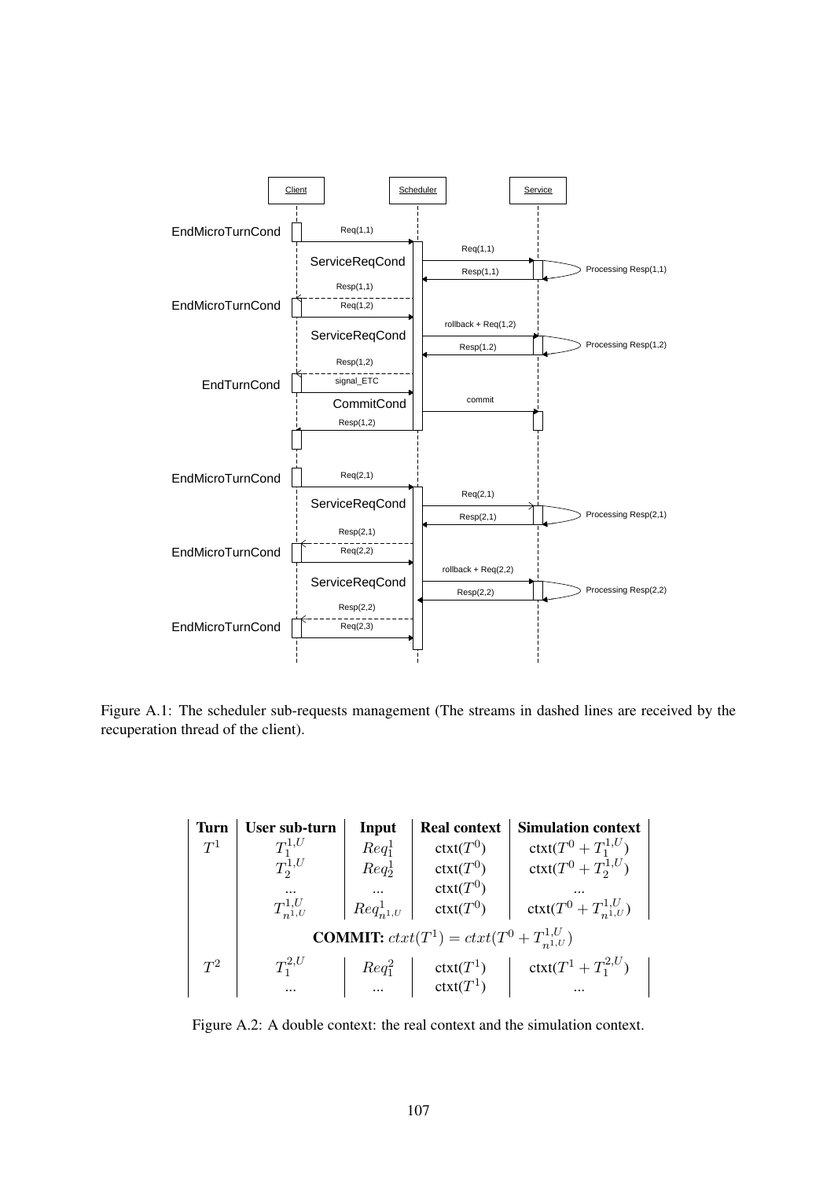Client

Scheduler

Service

EndMicroTurnCond

Req(1,1)

ServiceReqCond

Req(1,1)

Resp(1,1)

Processing Resp(1,1)

Resp(1,1)

EndMicroTurnCond

Req(1,2)

ServiceReqCond

rollback + Req(1,2)

Resp(1.2)

Processing Resp(1,2)

Resp(1,2)

EndTurnCond

signal_ETC

CommitCond

commit

Resp(1,2)

EndMicroTurnCond

Req(2,1)

ServiceReqCond

Req(2,1)

Resp(2,1)

Processing Resp(2,1)

Resp(2,1)

EndMicroTurnCond

Req(2,2)

ServiceReqCond

rollback + Req(2,2)

Resp(2,2)

Processing Resp(2,2)

Resp(2,2)

EndMicroTurnCond

Req(2,3)

Figure A.1: The scheduler sub-requests management (The streams in dashed lines are received by the recuperation thread of the client).

| Turn | User sub-turn | Input | Real context | Simulation context |
|---|---|---|---|---|
| $T^1$ | $T_1^{1,U}$ | $Req_1^1$ | ctxt($T^0$) | ctxt($T^0 + T_1^{1,U}$) |
| | $T_2^{1,U}$ | $Req_2^1$ | ctxt($T^0$) | ctxt($T^0 + T_2^{1,U}$) |
| | ... | ... | ctxt($T^0$) | ... |
| | $T_{n^{1,U}}^{1,U}$ | $Req_{n^{1,U}}^1$ | ctxt($T^0$) | ctxt($T^0 + T_{n^{1,U}}^{1,U}$) |
| | **COMMIT:** $ctxt(T^1) = ctxt(T^0 + T_{n^{1,U}}^{1,U})$ | | | |
| $T^2$ | $T_1^{2,U}$ | $Req_1^2$ | ctxt($T^1$) | ctxt($T^1 + T_1^{2,U}$) |
| | ... | ... | ctxt($T^1$) | ... |

Figure A.2: A double context: the real context and the simulation context.